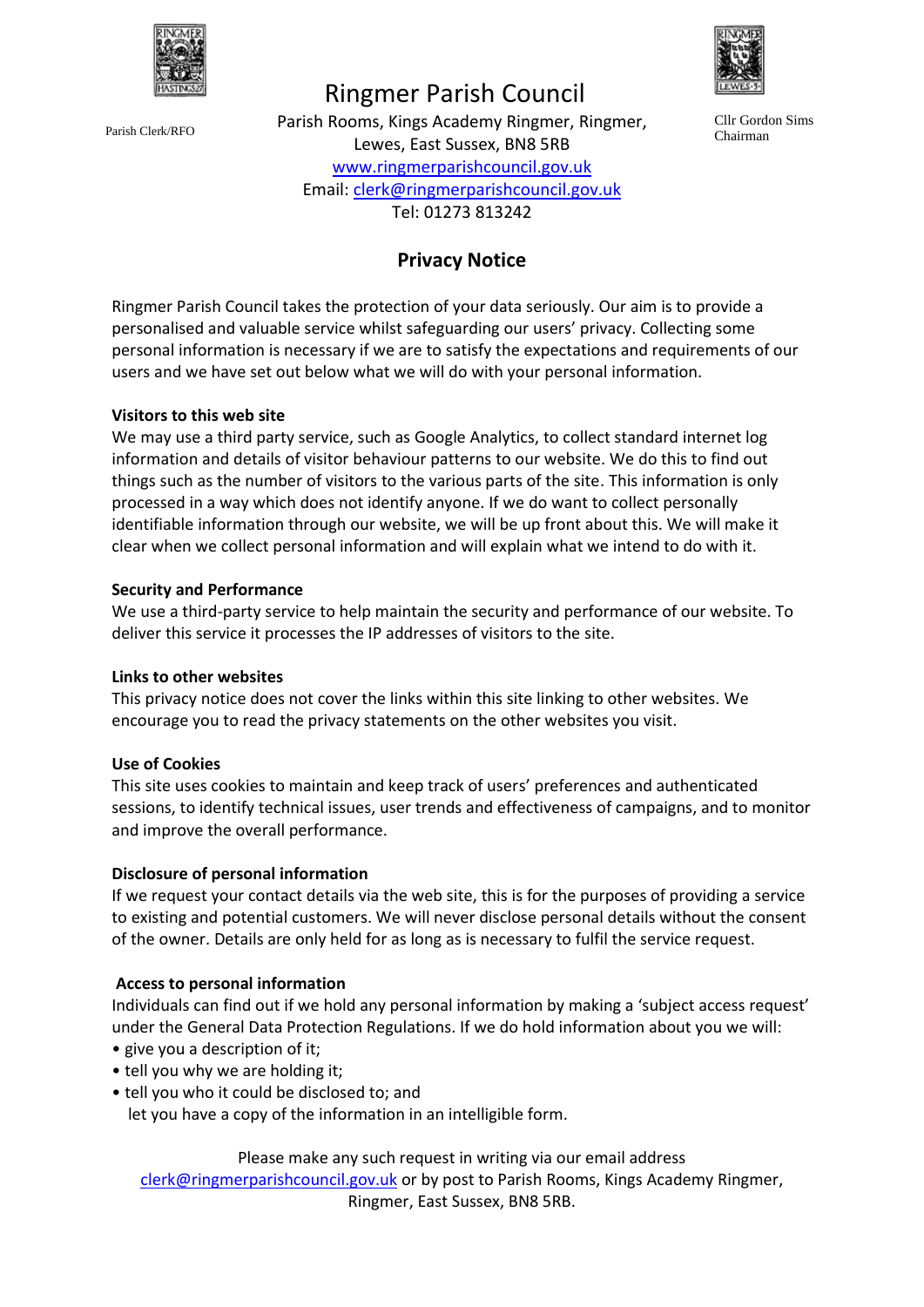Parish Clerk/RFO

# Ringmer Parish Council

Parish Rooms, Kings Academy Ringmer, Ringmer, Lewes, East Sussex, BN8 5RB
www.ringmerparishcouncil.gov.uk
Email: clerk@ringmerparishcouncil.gov.uk
Tel: 01273 813242

Cllr Gordon Sims
Chairman

## Privacy Notice

Ringmer Parish Council takes the protection of your data seriously. Our aim is to provide a personalised and valuable service whilst safeguarding our users' privacy. Collecting some personal information is necessary if we are to satisfy the expectations and requirements of our users and we have set out below what we will do with your personal information.

**Visitors to this web site**
We may use a third party service, such as Google Analytics, to collect standard internet log information and details of visitor behaviour patterns to our website. We do this to find out things such as the number of visitors to the various parts of the site. This information is only processed in a way which does not identify anyone. If we do want to collect personally identifiable information through our website, we will be up front about this. We will make it clear when we collect personal information and will explain what we intend to do with it.

**Security and Performance**
We use a third-party service to help maintain the security and performance of our website. To deliver this service it processes the IP addresses of visitors to the site.

**Links to other websites**
This privacy notice does not cover the links within this site linking to other websites. We encourage you to read the privacy statements on the other websites you visit.

**Use of Cookies**
This site uses cookies to maintain and keep track of users' preferences and authenticated sessions, to identify technical issues, user trends and effectiveness of campaigns, and to monitor and improve the overall performance.

**Disclosure of personal information**
If we request your contact details via the web site, this is for the purposes of providing a service to existing and potential customers. We will never disclose personal details without the consent of the owner. Details are only held for as long as is necessary to fulfil the service request.

**Access to personal information**
Individuals can find out if we hold any personal information by making a 'subject access request' under the General Data Protection Regulations. If we do hold information about you we will:

- give you a description of it;
- tell you why we are holding it;
- tell you who it could be disclosed to; and
  let you have a copy of the information in an intelligible form.

Please make any such request in writing via our email address clerk@ringmerparishcouncil.gov.uk or by post to Parish Rooms, Kings Academy Ringmer, Ringmer, East Sussex, BN8 5RB.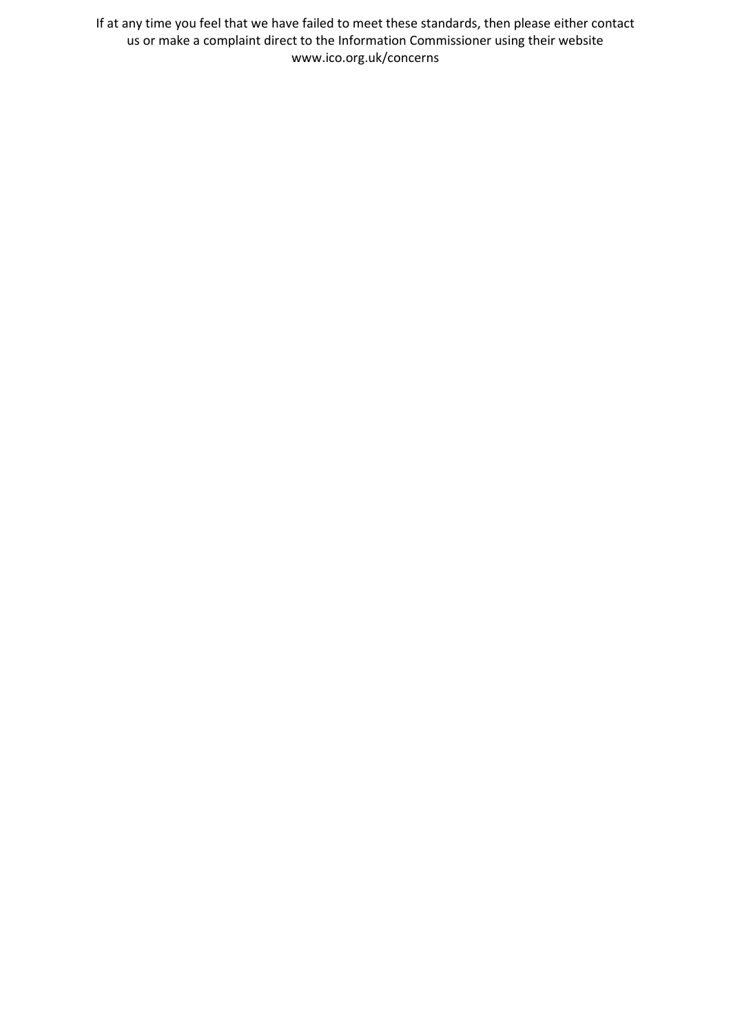If at any time you feel that we have failed to meet these standards, then please either contact us or make a complaint direct to the Information Commissioner using their website www.ico.org.uk/concerns